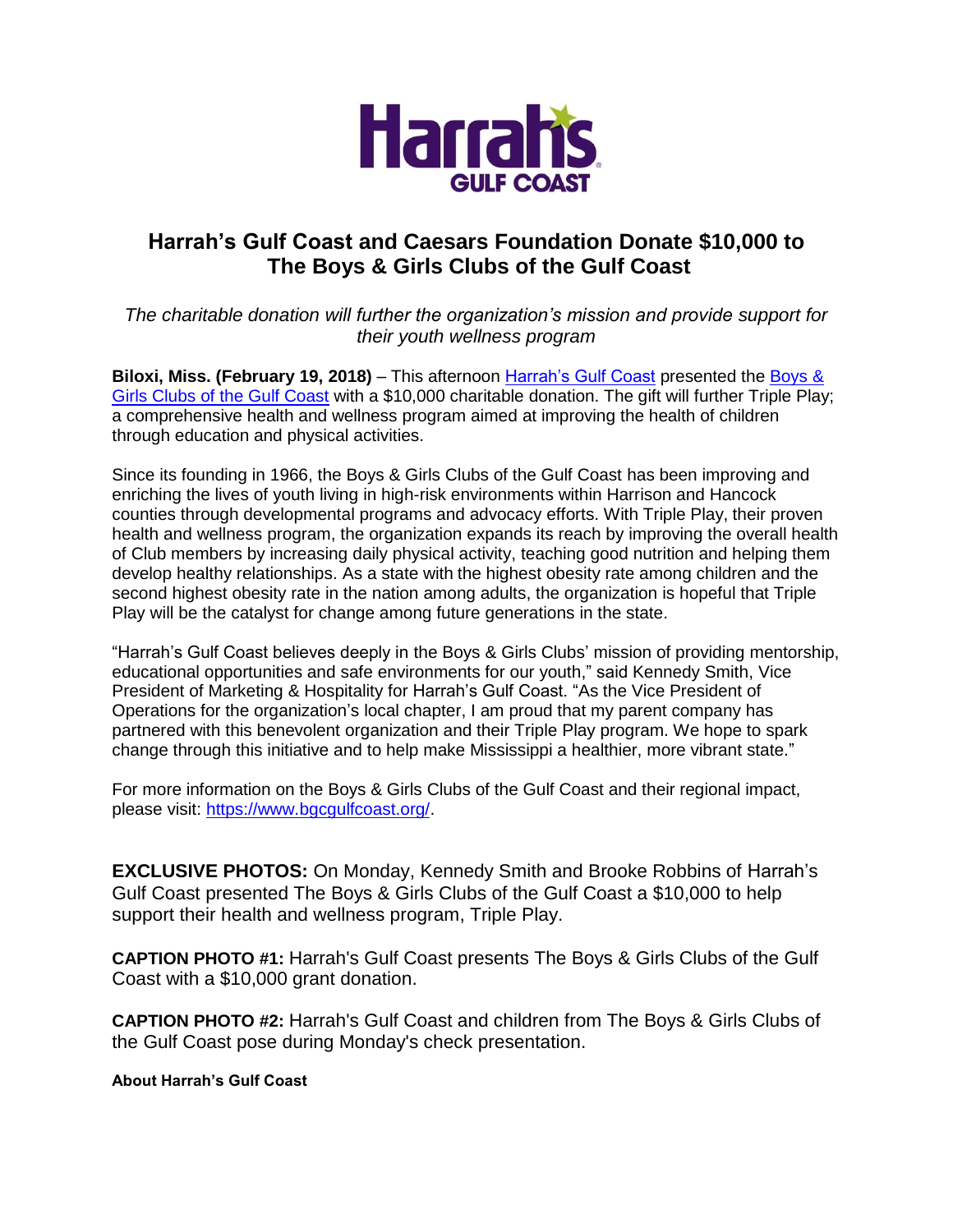# Harrah's Gulf Coast and Caesars Foundation Donate $10,000 to The Boys & Girls Clubs of the Gulf Coast

*The charitable donation will further the organization's mission and provide support for their youth wellness program*

**Biloxi, Miss. (February 19, 2018)** – This afternoon Harrah's Gulf Coast presented the Boys & Girls Clubs of the Gulf Coast with a $10,000 charitable donation. The gift will further Triple Play; a comprehensive health and wellness program aimed at improving the health of children through education and physical activities.

Since its founding in 1966, the Boys & Girls Clubs of the Gulf Coast has been improving and enriching the lives of youth living in high-risk environments within Harrison and Hancock counties through developmental programs and advocacy efforts. With Triple Play, their proven health and wellness program, the organization expands its reach by improving the overall health of Club members by increasing daily physical activity, teaching good nutrition and helping them develop healthy relationships. As a state with the highest obesity rate among children and the second highest obesity rate in the nation among adults, the organization is hopeful that Triple Play will be the catalyst for change among future generations in the state.

"Harrah's Gulf Coast believes deeply in the Boys & Girls Clubs' mission of providing mentorship, educational opportunities and safe environments for our youth," said Kennedy Smith, Vice President of Marketing & Hospitality for Harrah's Gulf Coast. "As the Vice President of Operations for the organization's local chapter, I am proud that my parent company has partnered with this benevolent organization and their Triple Play program. We hope to spark change through this initiative and to help make Mississippi a healthier, more vibrant state."

For more information on the Boys & Girls Clubs of the Gulf Coast and their regional impact, please visit: https://www.bgcgulfcoast.org/.

**EXCLUSIVE PHOTOS:** On Monday, Kennedy Smith and Brooke Robbins of Harrah's Gulf Coast presented The Boys & Girls Clubs of the Gulf Coast a $10,000 to help support their health and wellness program, Triple Play.

**CAPTION PHOTO #1:** Harrah's Gulf Coast presents The Boys & Girls Clubs of the Gulf Coast with a $10,000 grant donation.

**CAPTION PHOTO #2:** Harrah's Gulf Coast and children from The Boys & Girls Clubs of the Gulf Coast pose during Monday's check presentation.

**About Harrah's Gulf Coast**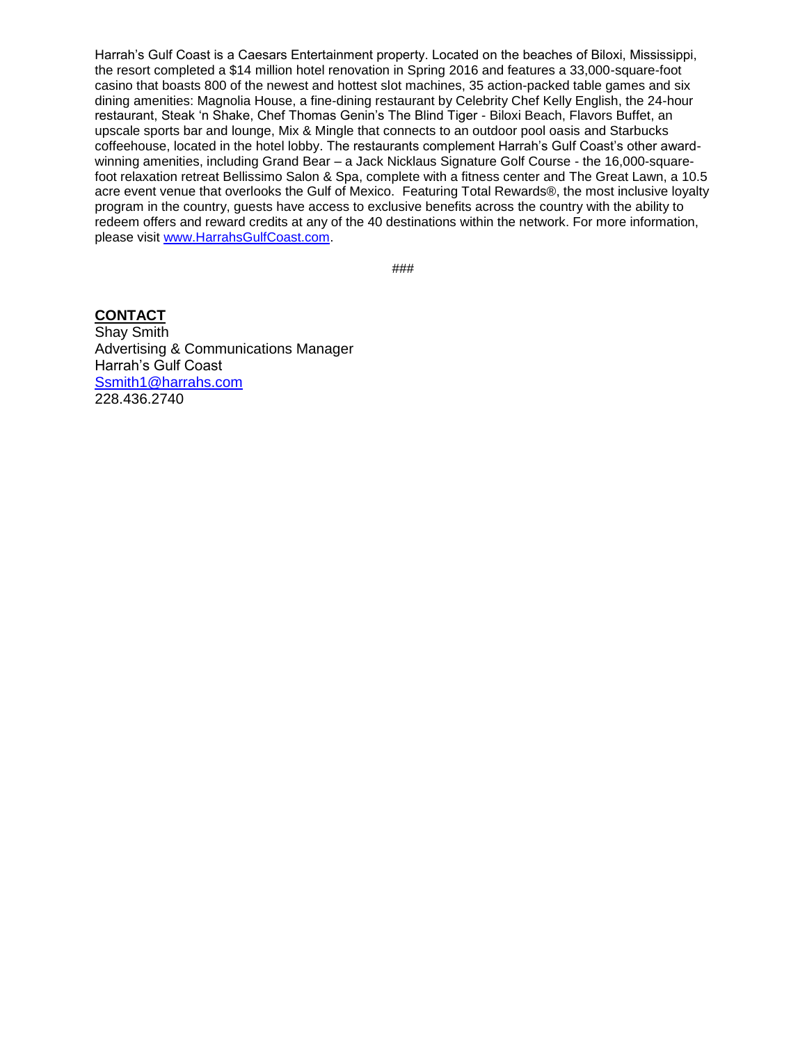Harrah's Gulf Coast is a Caesars Entertainment property. Located on the beaches of Biloxi, Mississippi, the resort completed a $14 million hotel renovation in Spring 2016 and features a 33,000-square-foot casino that boasts 800 of the newest and hottest slot machines, 35 action-packed table games and six dining amenities: Magnolia House, a fine-dining restaurant by Celebrity Chef Kelly English, the 24-hour restaurant, Steak 'n Shake, Chef Thomas Genin's The Blind Tiger - Biloxi Beach, Flavors Buffet, an upscale sports bar and lounge, Mix & Mingle that connects to an outdoor pool oasis and Starbucks coffeehouse, located in the hotel lobby. The restaurants complement Harrah's Gulf Coast's other award-winning amenities, including Grand Bear – a Jack Nicklaus Signature Golf Course - the 16,000-square-foot relaxation retreat Bellissimo Salon & Spa, complete with a fitness center and The Great Lawn, a 10.5 acre event venue that overlooks the Gulf of Mexico. Featuring Total Rewards®, the most inclusive loyalty program in the country, guests have access to exclusive benefits across the country with the ability to redeem offers and reward credits at any of the 40 destinations within the network. For more information, please visit [www.HarrahsGulfCoast.com](http://www.HarrahsGulfCoast.com).

###

**CONTACT**

Shay Smith
Advertising & Communications Manager
Harrah's Gulf Coast
[Ssmith1@harrahs.com](mailto:Ssmith1@harrahs.com)
228.436.2740